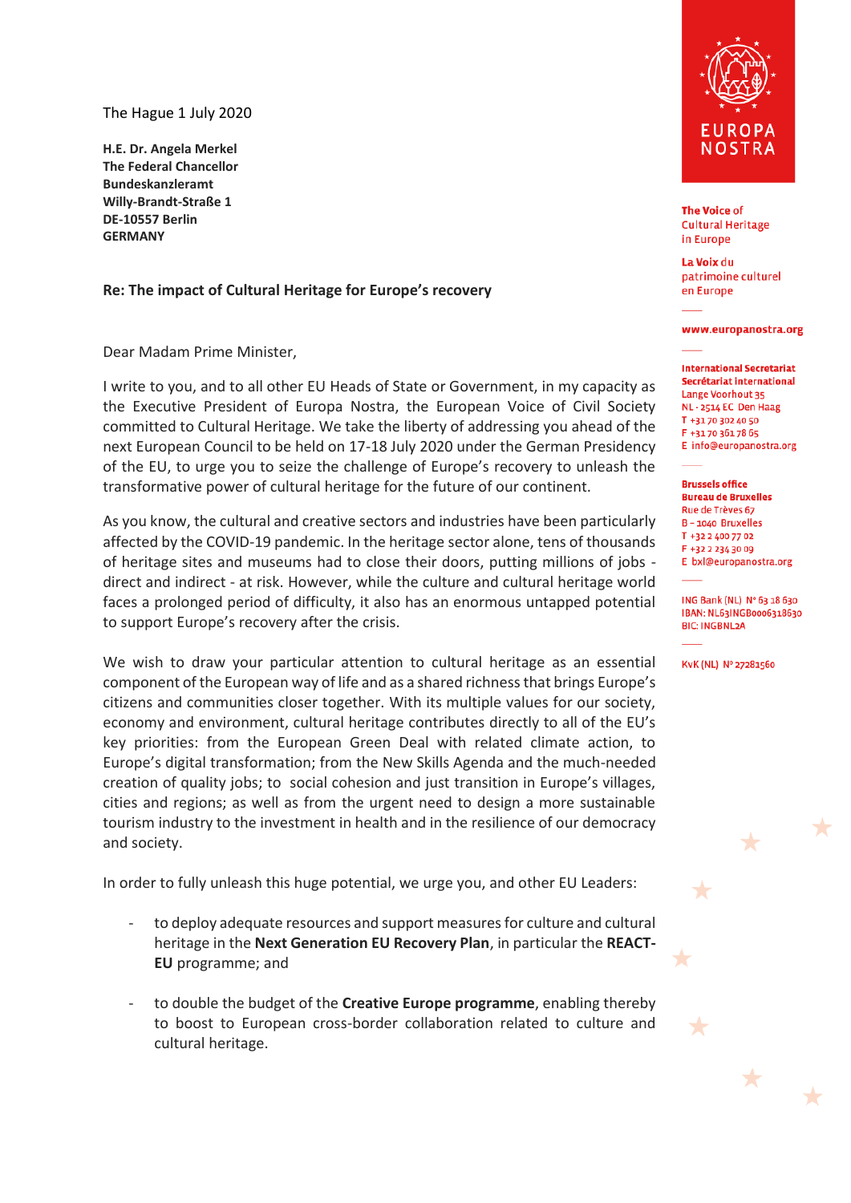The Hague 1 July 2020

**H.E. Dr. Angela Merkel**
**The Federal Chancellor**
**Bundeskanzleramt**
**Willy-Brandt-Straße 1**
**DE-10557 Berlin**
**GERMANY**

EUROPA NOSTRA

**The Voice of** Cultural Heritage in Europe

**La Voix du** patrimoine culturel en Europe

**www.europanostra.org**

**International Secretariat**
**Secrétariat international**
Lange Voorhout 35
NL - 2514 EC Den Haag
T +31 70 302 40 50
F +31 70 361 78 65
E info@europanostra.org

**Brussels office**
**Bureau de Bruxelles**
Rue de Trèves 67
B – 1040 Bruxelles
T +32 2 400 77 02
F +32 2 234 30 09
E bxl@europanostra.org

ING Bank (NL) N° 63 18 630
IBAN: NL63INGB0006318630
BIC: INGBNL2A

KvK (NL) N° 27281560

**Re: The impact of Cultural Heritage for Europe's recovery**

Dear Madam Prime Minister,

I write to you, and to all other EU Heads of State or Government, in my capacity as the Executive President of Europa Nostra, the European Voice of Civil Society committed to Cultural Heritage. We take the liberty of addressing you ahead of the next European Council to be held on 17-18 July 2020 under the German Presidency of the EU, to urge you to seize the challenge of Europe's recovery to unleash the transformative power of cultural heritage for the future of our continent.

As you know, the cultural and creative sectors and industries have been particularly affected by the COVID-19 pandemic. In the heritage sector alone, tens of thousands of heritage sites and museums had to close their doors, putting millions of jobs - direct and indirect - at risk. However, while the culture and cultural heritage world faces a prolonged period of difficulty, it also has an enormous untapped potential to support Europe's recovery after the crisis.

We wish to draw your particular attention to cultural heritage as an essential component of the European way of life and as a shared richness that brings Europe's citizens and communities closer together. With its multiple values for our society, economy and environment, cultural heritage contributes directly to all of the EU's key priorities: from the European Green Deal with related climate action, to Europe's digital transformation; from the New Skills Agenda and the much-needed creation of quality jobs; to social cohesion and just transition in Europe's villages, cities and regions; as well as from the urgent need to design a more sustainable tourism industry to the investment in health and in the resilience of our democracy and society.

In order to fully unleash this huge potential, we urge you, and other EU Leaders:

- to deploy adequate resources and support measures for culture and cultural heritage in the **Next Generation EU Recovery Plan**, in particular the **REACT-EU** programme; and

- to double the budget of the **Creative Europe programme**, enabling thereby to boost to European cross-border collaboration related to culture and cultural heritage.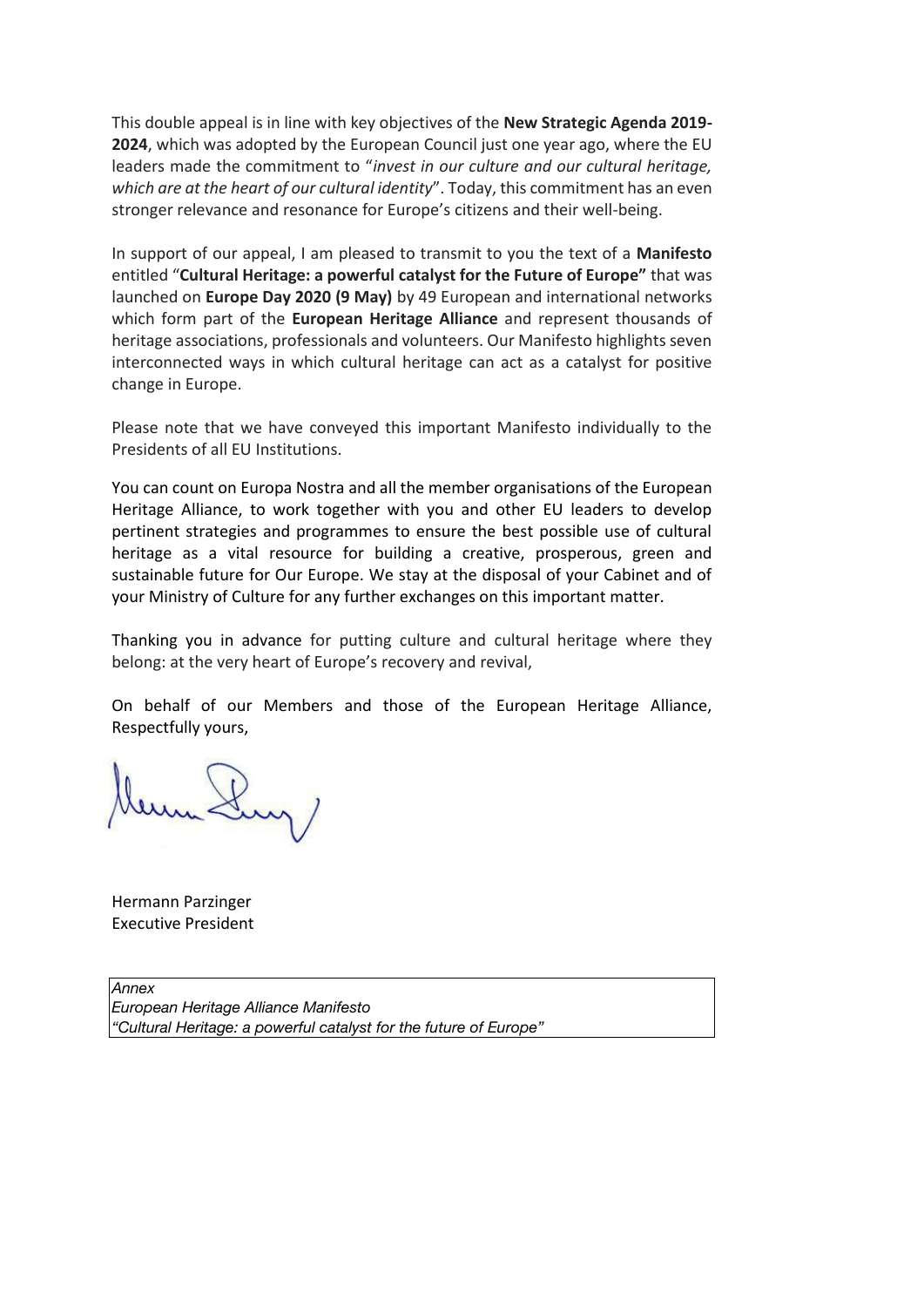This double appeal is in line with key objectives of the **New Strategic Agenda 2019-2024**, which was adopted by the European Council just one year ago, where the EU leaders made the commitment to "*invest in our culture and our cultural heritage, which are at the heart of our cultural identity*". Today, this commitment has an even stronger relevance and resonance for Europe's citizens and their well-being.

In support of our appeal, I am pleased to transmit to you the text of a **Manifesto** entitled "**Cultural Heritage: a powerful catalyst for the Future of Europe"** that was launched on **Europe Day 2020 (9 May)** by 49 European and international networks which form part of the **European Heritage Alliance** and represent thousands of heritage associations, professionals and volunteers. Our Manifesto highlights seven interconnected ways in which cultural heritage can act as a catalyst for positive change in Europe.

Please note that we have conveyed this important Manifesto individually to the Presidents of all EU Institutions.

You can count on Europa Nostra and all the member organisations of the European Heritage Alliance, to work together with you and other EU leaders to develop pertinent strategies and programmes to ensure the best possible use of cultural heritage as a vital resource for building a creative, prosperous, green and sustainable future for Our Europe. We stay at the disposal of your Cabinet and of your Ministry of Culture for any further exchanges on this important matter.

Thanking you in advance for putting culture and cultural heritage where they belong: at the very heart of Europe's recovery and revival,

On behalf of our Members and those of the European Heritage Alliance,
Respectfully yours,

Hermann Parzinger
Executive President

*Annex*
*European Heritage Alliance Manifesto*
*"Cultural Heritage: a powerful catalyst for the future of Europe"*